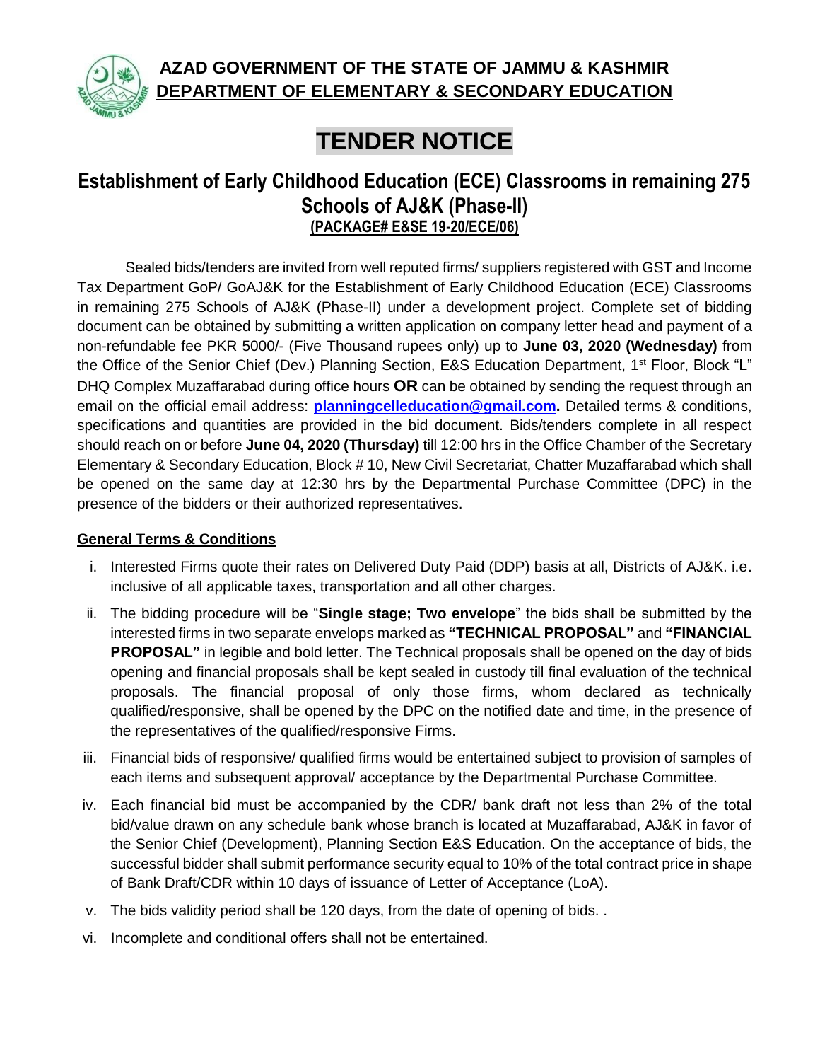**AZAD GOVERNMENT OF THE STATE OF JAMMU & KASHMIR**
**DEPARTMENT OF ELEMENTARY & SECONDARY EDUCATION**

# TENDER NOTICE

## Establishment of Early Childhood Education (ECE) Classrooms in remaining 275 Schools of AJ&K (Phase-II)

**(PACKAGE# E&SE 19-20/ECE/06)**

Sealed bids/tenders are invited from well reputed firms/ suppliers registered with GST and Income Tax Department GoP/ GoAJ&K for the Establishment of Early Childhood Education (ECE) Classrooms in remaining 275 Schools of AJ&K (Phase-II) under a development project. Complete set of bidding document can be obtained by submitting a written application on company letter head and payment of a non-refundable fee PKR 5000/- (Five Thousand rupees only) up to **June 03, 2020 (Wednesday)** from the Office of the Senior Chief (Dev.) Planning Section, E&S Education Department, 1st Floor, Block "L" DHQ Complex Muzaffarabad during office hours **OR** can be obtained by sending the request through an email on the official email address: **planningcelleducation@gmail.com.** Detailed terms & conditions, specifications and quantities are provided in the bid document. Bids/tenders complete in all respect should reach on or before **June 04, 2020 (Thursday)** till 12:00 hrs in the Office Chamber of the Secretary Elementary & Secondary Education, Block # 10, New Civil Secretariat, Chatter Muzaffarabad which shall be opened on the same day at 12:30 hrs by the Departmental Purchase Committee (DPC) in the presence of the bidders or their authorized representatives.

### General Terms & Conditions

i. Interested Firms quote their rates on Delivered Duty Paid (DDP) basis at all, Districts of AJ&K. i.e. inclusive of all applicable taxes, transportation and all other charges.

ii. The bidding procedure will be "**Single stage; Two envelope**" the bids shall be submitted by the interested firms in two separate envelops marked as **"TECHNICAL PROPOSAL"** and **"FINANCIAL PROPOSAL"** in legible and bold letter. The Technical proposals shall be opened on the day of bids opening and financial proposals shall be kept sealed in custody till final evaluation of the technical proposals. The financial proposal of only those firms, whom declared as technically qualified/responsive, shall be opened by the DPC on the notified date and time, in the presence of the representatives of the qualified/responsive Firms.

iii. Financial bids of responsive/ qualified firms would be entertained subject to provision of samples of each items and subsequent approval/ acceptance by the Departmental Purchase Committee.

iv. Each financial bid must be accompanied by the CDR/ bank draft not less than 2% of the total bid/value drawn on any schedule bank whose branch is located at Muzaffarabad, AJ&K in favor of the Senior Chief (Development), Planning Section E&S Education. On the acceptance of bids, the successful bidder shall submit performance security equal to 10% of the total contract price in shape of Bank Draft/CDR within 10 days of issuance of Letter of Acceptance (LoA).

v. The bids validity period shall be 120 days, from the date of opening of bids. .

vi. Incomplete and conditional offers shall not be entertained.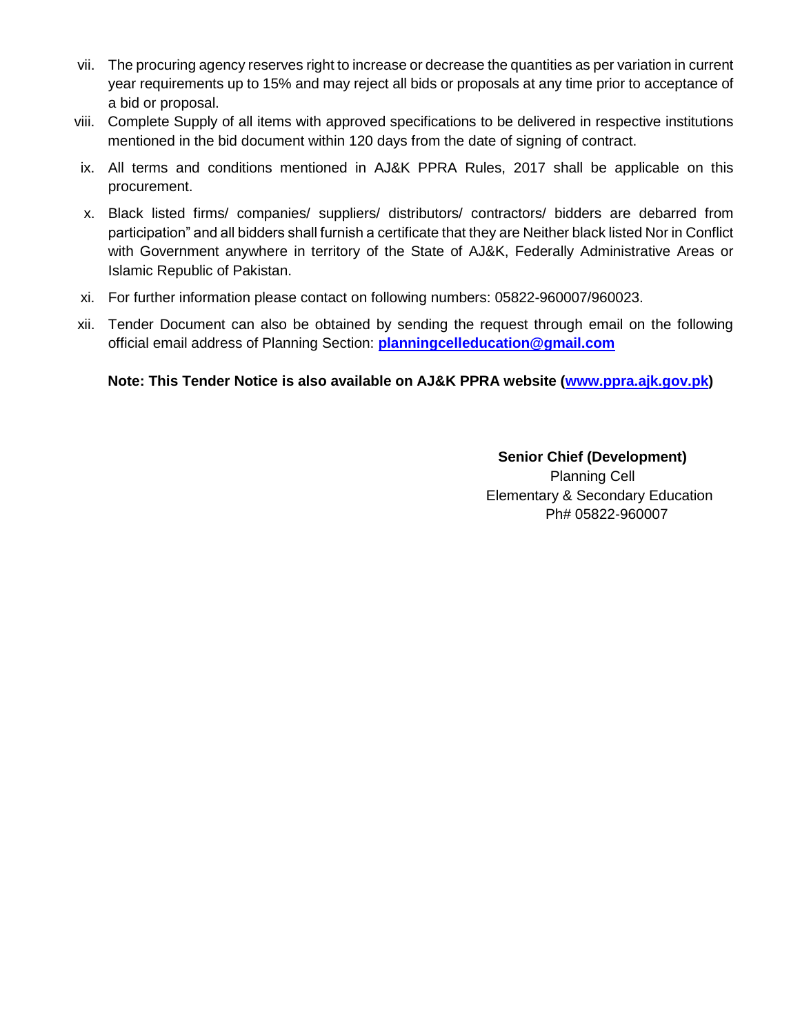vii. The procuring agency reserves right to increase or decrease the quantities as per variation in current year requirements up to 15% and may reject all bids or proposals at any time prior to acceptance of a bid or proposal.

viii. Complete Supply of all items with approved specifications to be delivered in respective institutions mentioned in the bid document within 120 days from the date of signing of contract.

ix. All terms and conditions mentioned in AJ&K PPRA Rules, 2017 shall be applicable on this procurement.

x. Black listed firms/ companies/ suppliers/ distributors/ contractors/ bidders are debarred from participation" and all bidders shall furnish a certificate that they are Neither black listed Nor in Conflict with Government anywhere in territory of the State of AJ&K, Federally Administrative Areas or Islamic Republic of Pakistan.

xi. For further information please contact on following numbers: 05822-960007/960023.

xii. Tender Document can also be obtained by sending the request through email on the following official email address of Planning Section: **planningcelleducation@gmail.com**

**Note: This Tender Notice is also available on AJ&K PPRA website (www.ppra.ajk.gov.pk)**

**Senior Chief (Development)**
Planning Cell
Elementary & Secondary Education
Ph# 05822-960007